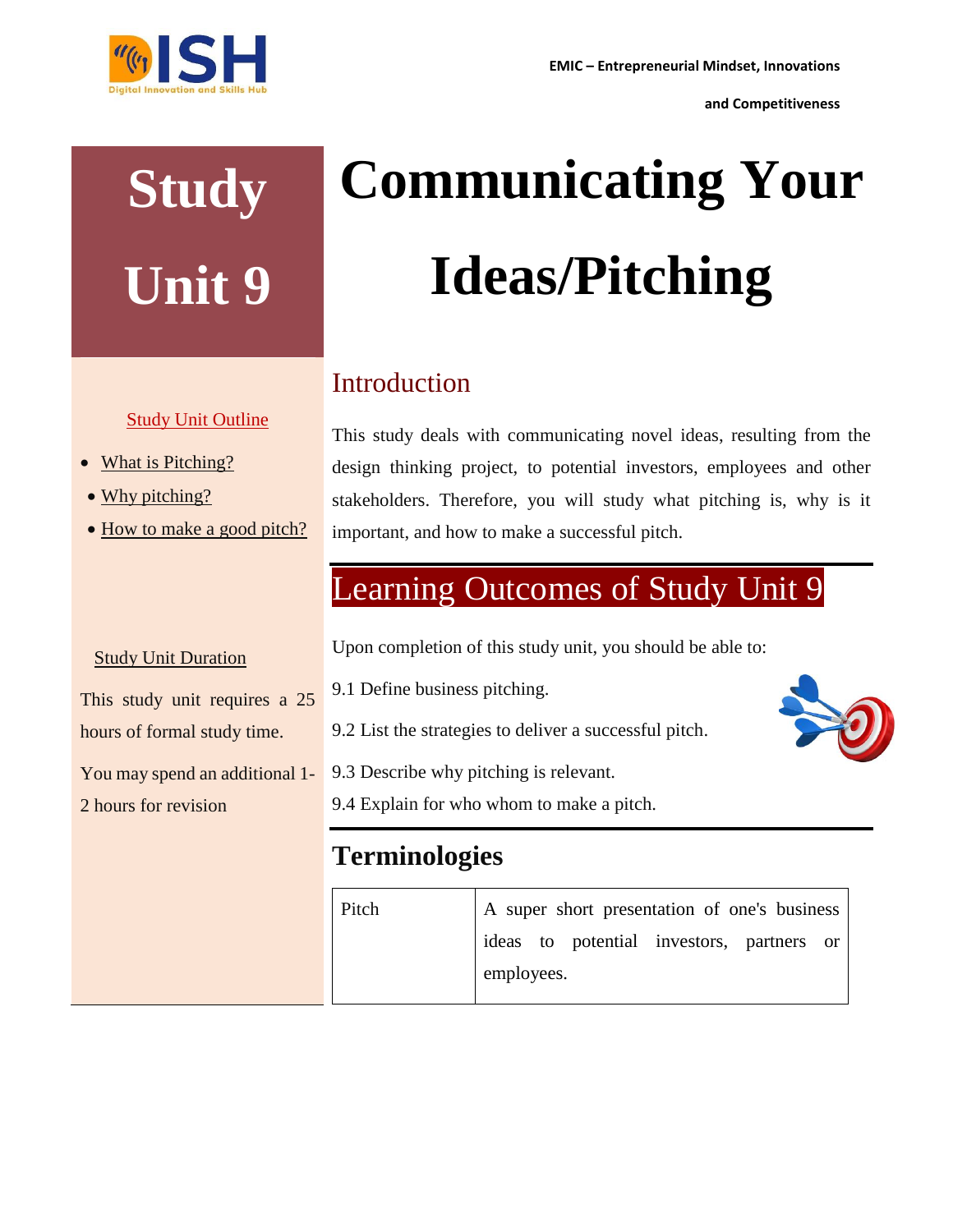# Study Unit 9

# Communicating Your Ideas/Pitching

## Introduction

This study deals with communicating novel ideas, resulting from the design thinking project, to potential investors, employees and other stakeholders. Therefore, you will study what pitching is, why is it important, and how to make a successful pitch.

### Study Unit Outline

- What is Pitching?
- Why pitching?
- How to make a good pitch?

### Study Unit Duration

This study unit requires a 25 hours of formal study time.

You may spend an additional 1-2 hours for revision

## Learning Outcomes of Study Unit 9

Upon completion of this study unit, you should be able to:

9.1 Define business pitching.

9.2 List the strategies to deliver a successful pitch.

9.3 Describe why pitching is relevant.

9.4 Explain for who whom to make a pitch.

## Terminologies

| | |
|---|---|
| Pitch | A super short presentation of one's business ideas to potential investors, partners or employees. |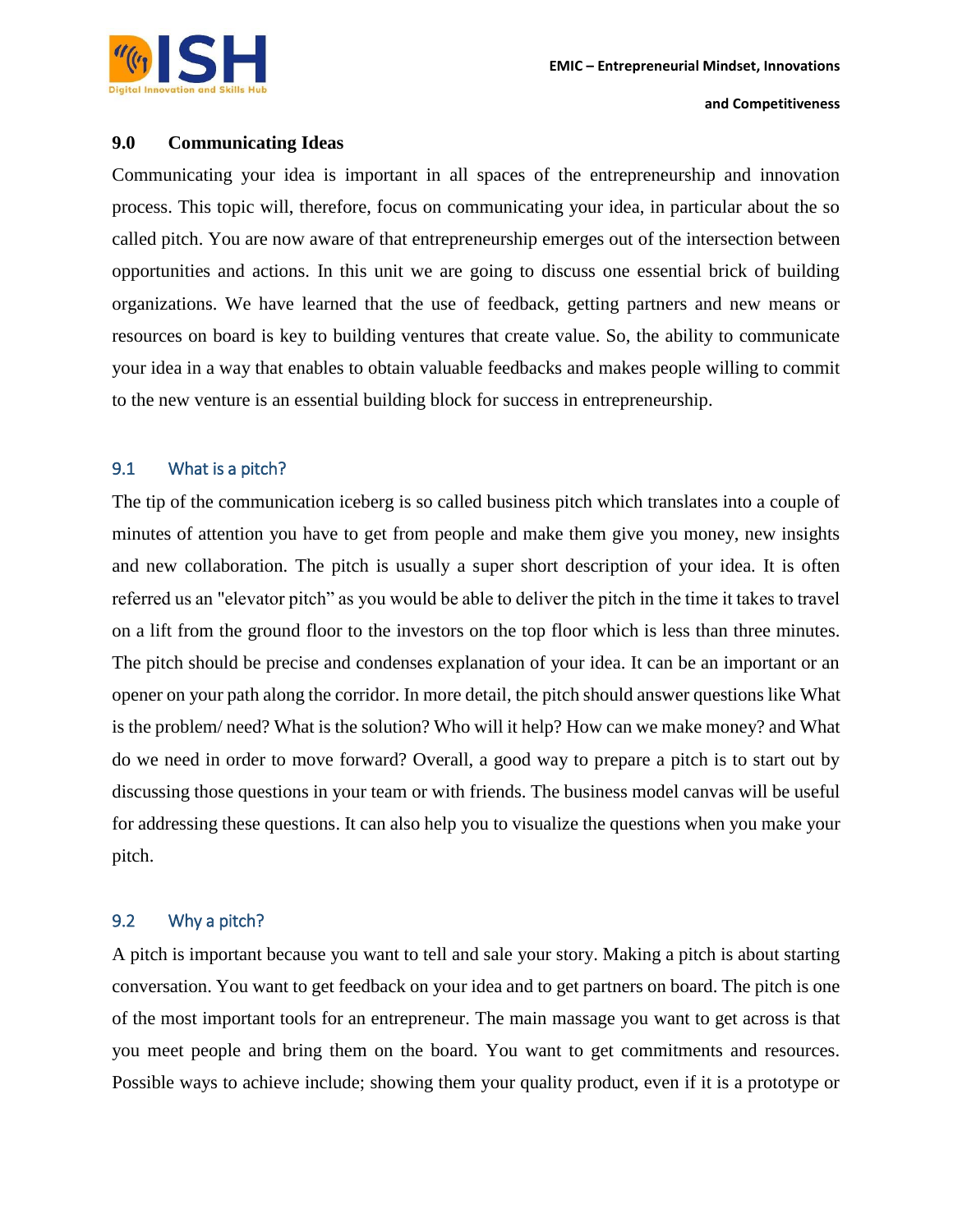## 9.0 Communicating Ideas

Communicating your idea is important in all spaces of the entrepreneurship and innovation process. This topic will, therefore, focus on communicating your idea, in particular about the so called pitch. You are now aware of that entrepreneurship emerges out of the intersection between opportunities and actions. In this unit we are going to discuss one essential brick of building organizations. We have learned that the use of feedback, getting partners and new means or resources on board is key to building ventures that create value. So, the ability to communicate your idea in a way that enables to obtain valuable feedbacks and makes people willing to commit to the new venture is an essential building block for success in entrepreneurship.

### 9.1 What is a pitch?

The tip of the communication iceberg is so called business pitch which translates into a couple of minutes of attention you have to get from people and make them give you money, new insights and new collaboration. The pitch is usually a super short description of your idea. It is often referred us an "elevator pitch" as you would be able to deliver the pitch in the time it takes to travel on a lift from the ground floor to the investors on the top floor which is less than three minutes. The pitch should be precise and condenses explanation of your idea. It can be an important or an opener on your path along the corridor. In more detail, the pitch should answer questions like What is the problem/ need? What is the solution? Who will it help? How can we make money? and What do we need in order to move forward? Overall, a good way to prepare a pitch is to start out by discussing those questions in your team or with friends. The business model canvas will be useful for addressing these questions. It can also help you to visualize the questions when you make your pitch.

### 9.2 Why a pitch?

A pitch is important because you want to tell and sale your story. Making a pitch is about starting conversation. You want to get feedback on your idea and to get partners on board. The pitch is one of the most important tools for an entrepreneur. The main massage you want to get across is that you meet people and bring them on the board. You want to get commitments and resources. Possible ways to achieve include; showing them your quality product, even if it is a prototype or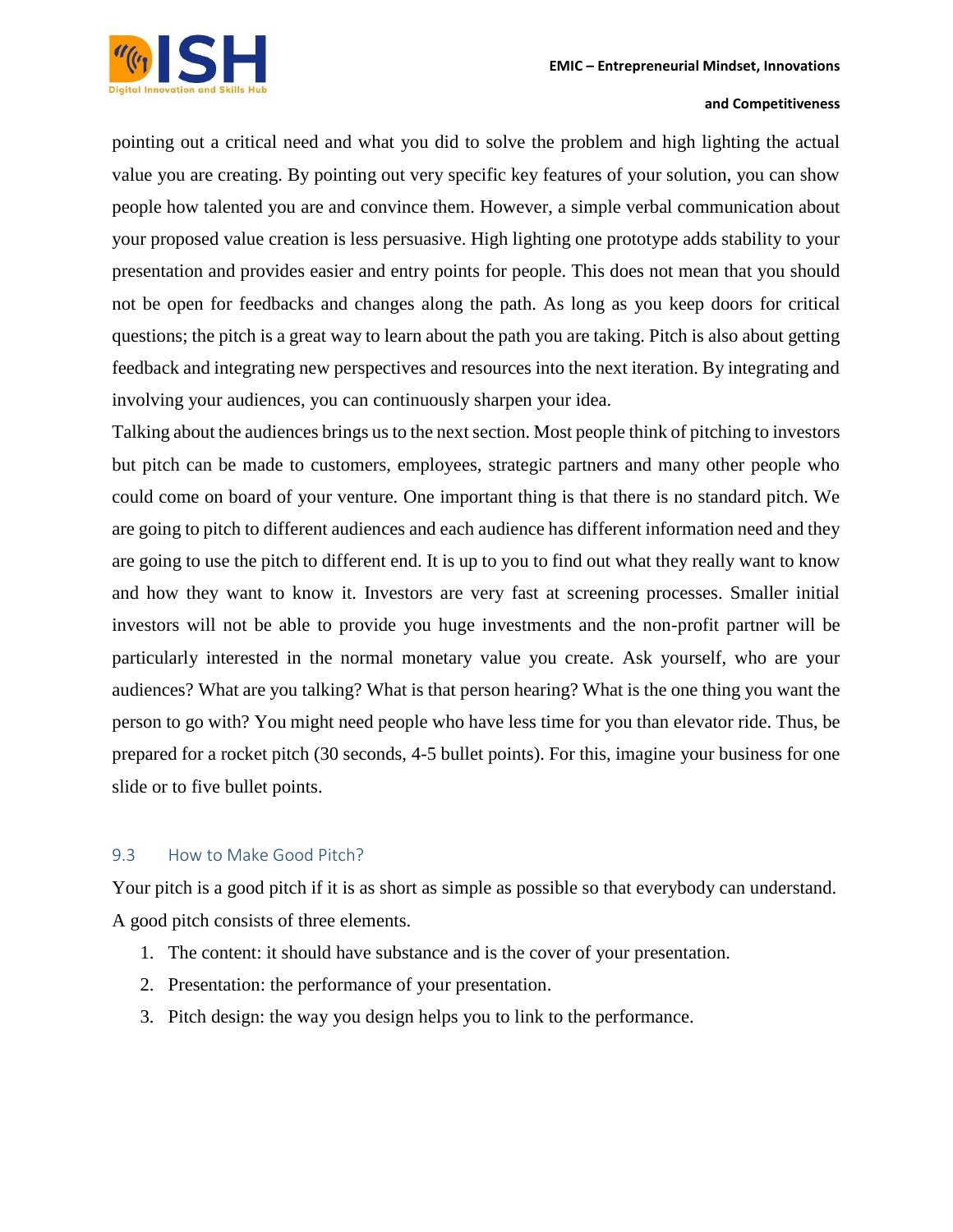pointing out a critical need and what you did to solve the problem and high lighting the actual value you are creating. By pointing out very specific key features of your solution, you can show people how talented you are and convince them. However, a simple verbal communication about your proposed value creation is less persuasive. High lighting one prototype adds stability to your presentation and provides easier and entry points for people. This does not mean that you should not be open for feedbacks and changes along the path. As long as you keep doors for critical questions; the pitch is a great way to learn about the path you are taking. Pitch is also about getting feedback and integrating new perspectives and resources into the next iteration. By integrating and involving your audiences, you can continuously sharpen your idea.

Talking about the audiences brings us to the next section. Most people think of pitching to investors but pitch can be made to customers, employees, strategic partners and many other people who could come on board of your venture. One important thing is that there is no standard pitch. We are going to pitch to different audiences and each audience has different information need and they are going to use the pitch to different end. It is up to you to find out what they really want to know and how they want to know it. Investors are very fast at screening processes. Smaller initial investors will not be able to provide you huge investments and the non-profit partner will be particularly interested in the normal monetary value you create. Ask yourself, who are your audiences? What are you talking? What is that person hearing? What is the one thing you want the person to go with? You might need people who have less time for you than elevator ride. Thus, be prepared for a rocket pitch (30 seconds, 4-5 bullet points). For this, imagine your business for one slide or to five bullet points.

## 9.3 How to Make Good Pitch?

Your pitch is a good pitch if it is as short as simple as possible so that everybody can understand. A good pitch consists of three elements.

1. The content: it should have substance and is the cover of your presentation.
2. Presentation: the performance of your presentation.
3. Pitch design: the way you design helps you to link to the performance.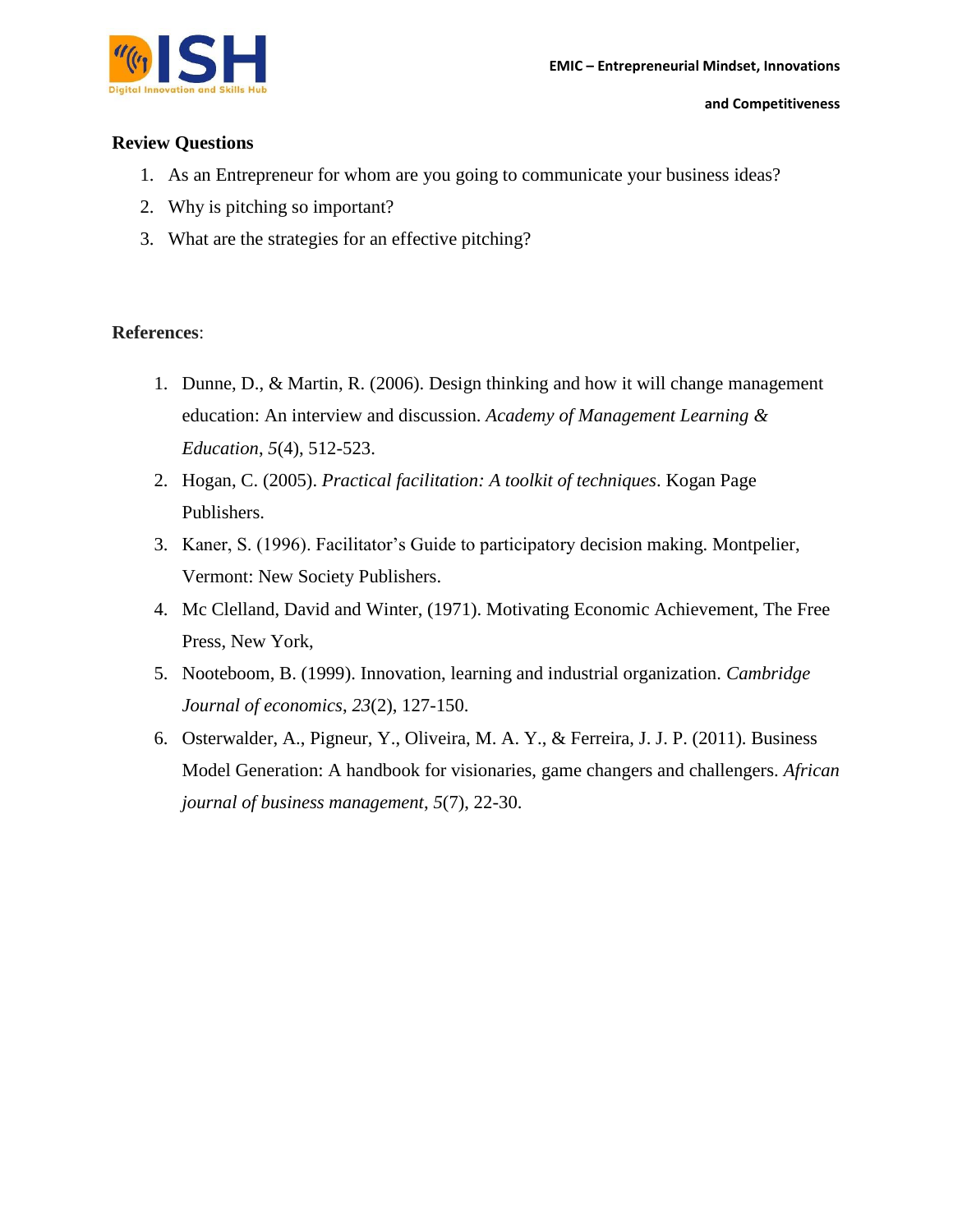**Review Questions**

1. As an Entrepreneur for whom are you going to communicate your business ideas?
2. Why is pitching so important?
3. What are the strategies for an effective pitching?

**References**:

1. Dunne, D., & Martin, R. (2006). Design thinking and how it will change management education: An interview and discussion. *Academy of Management Learning & Education*, *5*(4), 512-523.
2. Hogan, C. (2005). *Practical facilitation: A toolkit of techniques*. Kogan Page Publishers.
3. Kaner, S. (1996). Facilitator's Guide to participatory decision making. Montpelier, Vermont: New Society Publishers.
4. Mc Clelland, David and Winter, (1971). Motivating Economic Achievement, The Free Press, New York,
5. Nooteboom, B. (1999). Innovation, learning and industrial organization. *Cambridge Journal of economics*, *23*(2), 127-150.
6. Osterwalder, A., Pigneur, Y., Oliveira, M. A. Y., & Ferreira, J. J. P. (2011). Business Model Generation: A handbook for visionaries, game changers and challengers. *African journal of business management*, *5*(7), 22-30.